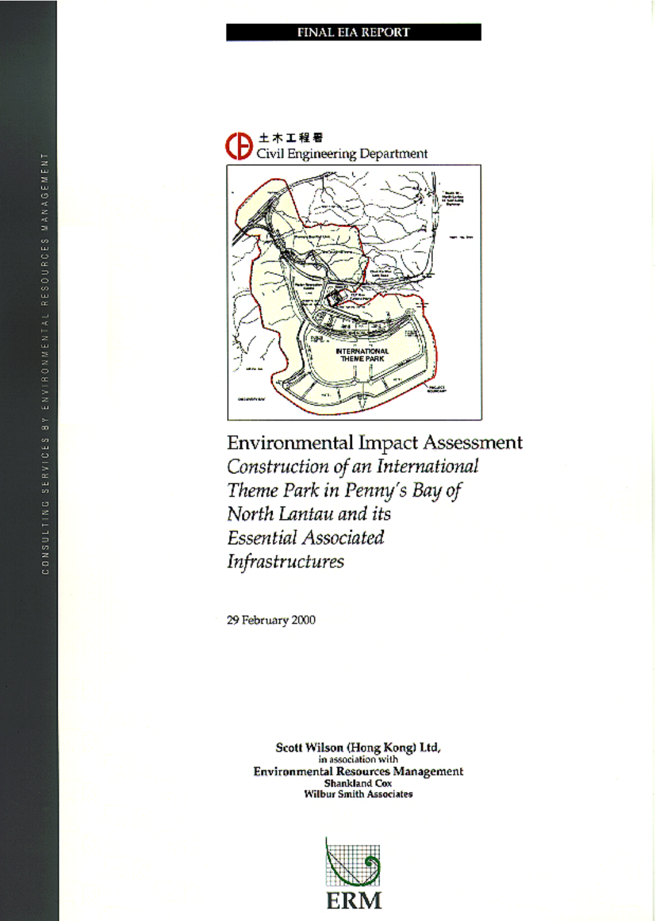FINAL EIA REPORT

土木工程署
Civil Engineering Department

# Environmental Impact Assessment

*Construction of an International Theme Park in Penny's Bay of North Lantau and its Essential Associated Infrastructures*

29 February 2000

**Scott Wilson (Hong Kong) Ltd,**
in association with
**Environmental Resources Management**
**Shankland Cox**
**Wilbur Smith Associates**

ERM

CONSULTING SERVICES BY ENVIRONMENTAL RESOURCES MANAGEMENT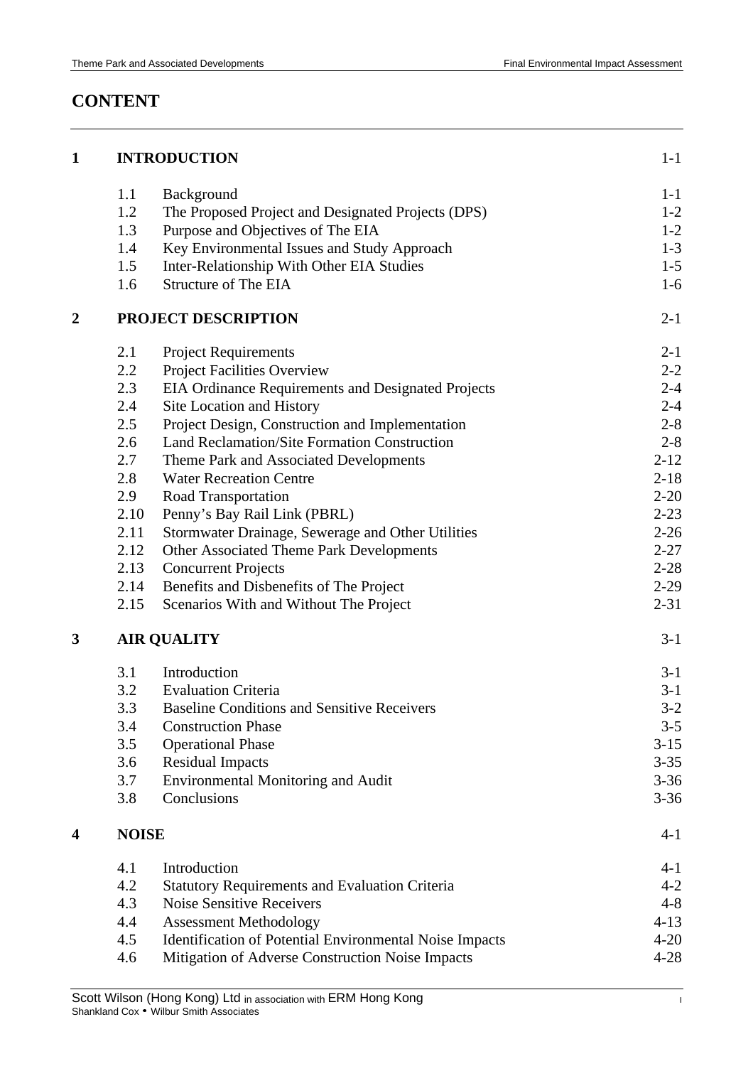# CONTENT

| | | | |
|---|---|---|---|
| **1** | **INTRODUCTION** | | 1-1 |
| | 1.1 | Background | 1-1 |
| | 1.2 | The Proposed Project and Designated Projects (DPS) | 1-2 |
| | 1.3 | Purpose and Objectives of The EIA | 1-2 |
| | 1.4 | Key Environmental Issues and Study Approach | 1-3 |
| | 1.5 | Inter-Relationship With Other EIA Studies | 1-5 |
| | 1.6 | Structure of The EIA | 1-6 |
| **2** | **PROJECT DESCRIPTION** | | 2-1 |
| | 2.1 | Project Requirements | 2-1 |
| | 2.2 | Project Facilities Overview | 2-2 |
| | 2.3 | EIA Ordinance Requirements and Designated Projects | 2-4 |
| | 2.4 | Site Location and History | 2-4 |
| | 2.5 | Project Design, Construction and Implementation | 2-8 |
| | 2.6 | Land Reclamation/Site Formation Construction | 2-8 |
| | 2.7 | Theme Park and Associated Developments | 2-12 |
| | 2.8 | Water Recreation Centre | 2-18 |
| | 2.9 | Road Transportation | 2-20 |
| | 2.10 | Penny's Bay Rail Link (PBRL) | 2-23 |
| | 2.11 | Stormwater Drainage, Sewerage and Other Utilities | 2-26 |
| | 2.12 | Other Associated Theme Park Developments | 2-27 |
| | 2.13 | Concurrent Projects | 2-28 |
| | 2.14 | Benefits and Disbenefits of The Project | 2-29 |
| | 2.15 | Scenarios With and Without The Project | 2-31 |
| **3** | **AIR QUALITY** | | 3-1 |
| | 3.1 | Introduction | 3-1 |
| | 3.2 | Evaluation Criteria | 3-1 |
| | 3.3 | Baseline Conditions and Sensitive Receivers | 3-2 |
| | 3.4 | Construction Phase | 3-5 |
| | 3.5 | Operational Phase | 3-15 |
| | 3.6 | Residual Impacts | 3-35 |
| | 3.7 | Environmental Monitoring and Audit | 3-36 |
| | 3.8 | Conclusions | 3-36 |
| **4** | **NOISE** | | 4-1 |
| | 4.1 | Introduction | 4-1 |
| | 4.2 | Statutory Requirements and Evaluation Criteria | 4-2 |
| | 4.3 | Noise Sensitive Receivers | 4-8 |
| | 4.4 | Assessment Methodology | 4-13 |
| | 4.5 | Identification of Potential Environmental Noise Impacts | 4-20 |
| | 4.6 | Mitigation of Adverse Construction Noise Impacts | 4-28 |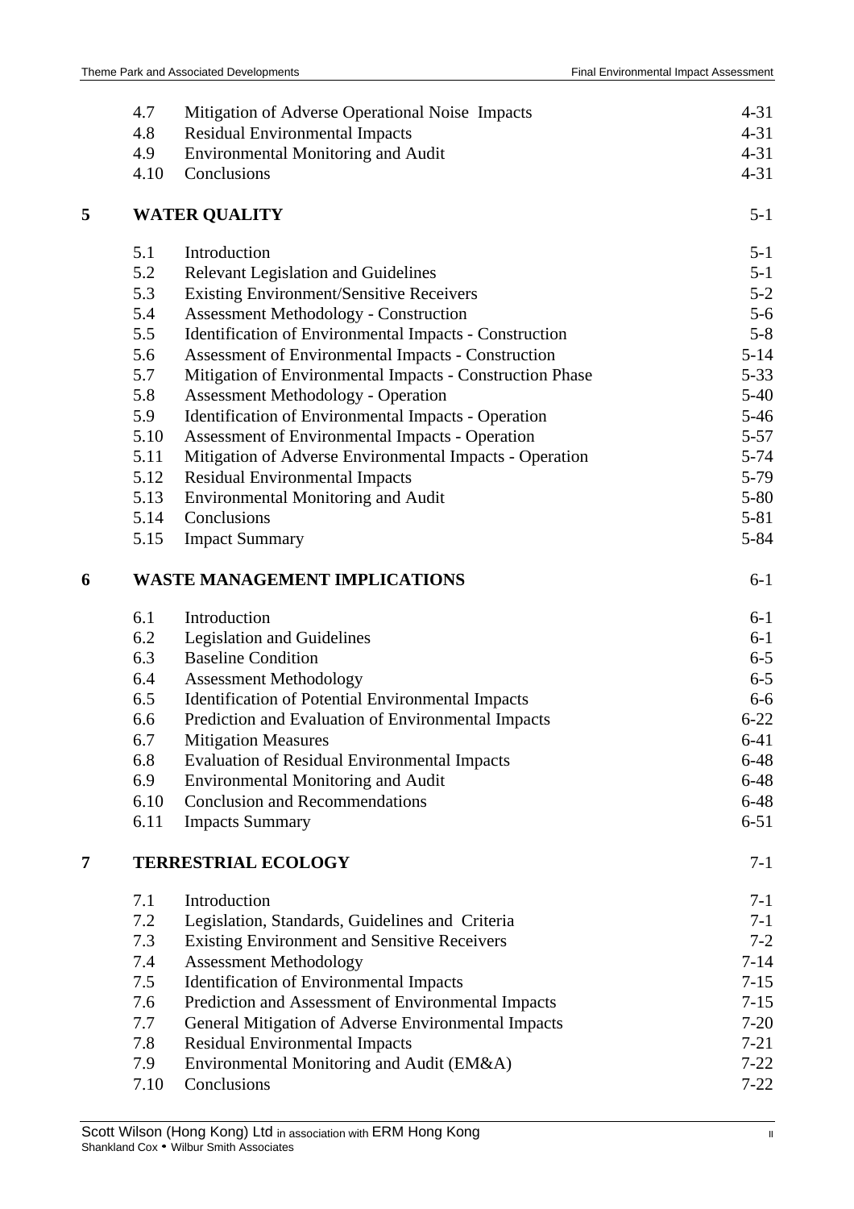| | | | |
|---|---|---|---|
| | 4.7 | Mitigation of Adverse Operational Noise Impacts | 4-31 |
| | 4.8 | Residual Environmental Impacts | 4-31 |
| | 4.9 | Environmental Monitoring and Audit | 4-31 |
| | 4.10 | Conclusions | 4-31 |
| **5** | **WATER QUALITY** | | 5-1 |
| | 5.1 | Introduction | 5-1 |
| | 5.2 | Relevant Legislation and Guidelines | 5-1 |
| | 5.3 | Existing Environment/Sensitive Receivers | 5-2 |
| | 5.4 | Assessment Methodology - Construction | 5-6 |
| | 5.5 | Identification of Environmental Impacts - Construction | 5-8 |
| | 5.6 | Assessment of Environmental Impacts - Construction | 5-14 |
| | 5.7 | Mitigation of Environmental Impacts - Construction Phase | 5-33 |
| | 5.8 | Assessment Methodology - Operation | 5-40 |
| | 5.9 | Identification of Environmental Impacts - Operation | 5-46 |
| | 5.10 | Assessment of Environmental Impacts - Operation | 5-57 |
| | 5.11 | Mitigation of Adverse Environmental Impacts - Operation | 5-74 |
| | 5.12 | Residual Environmental Impacts | 5-79 |
| | 5.13 | Environmental Monitoring and Audit | 5-80 |
| | 5.14 | Conclusions | 5-81 |
| | 5.15 | Impact Summary | 5-84 |
| **6** | **WASTE MANAGEMENT IMPLICATIONS** | | 6-1 |
| | 6.1 | Introduction | 6-1 |
| | 6.2 | Legislation and Guidelines | 6-1 |
| | 6.3 | Baseline Condition | 6-5 |
| | 6.4 | Assessment Methodology | 6-5 |
| | 6.5 | Identification of Potential Environmental Impacts | 6-6 |
| | 6.6 | Prediction and Evaluation of Environmental Impacts | 6-22 |
| | 6.7 | Mitigation Measures | 6-41 |
| | 6.8 | Evaluation of Residual Environmental Impacts | 6-48 |
| | 6.9 | Environmental Monitoring and Audit | 6-48 |
| | 6.10 | Conclusion and Recommendations | 6-48 |
| | 6.11 | Impacts Summary | 6-51 |
| **7** | **TERRESTRIAL ECOLOGY** | | 7-1 |
| | 7.1 | Introduction | 7-1 |
| | 7.2 | Legislation, Standards, Guidelines and Criteria | 7-1 |
| | 7.3 | Existing Environment and Sensitive Receivers | 7-2 |
| | 7.4 | Assessment Methodology | 7-14 |
| | 7.5 | Identification of Environmental Impacts | 7-15 |
| | 7.6 | Prediction and Assessment of Environmental Impacts | 7-15 |
| | 7.7 | General Mitigation of Adverse Environmental Impacts | 7-20 |
| | 7.8 | Residual Environmental Impacts | 7-21 |
| | 7.9 | Environmental Monitoring and Audit (EM&A) | 7-22 |
| | 7.10 | Conclusions | 7-22 |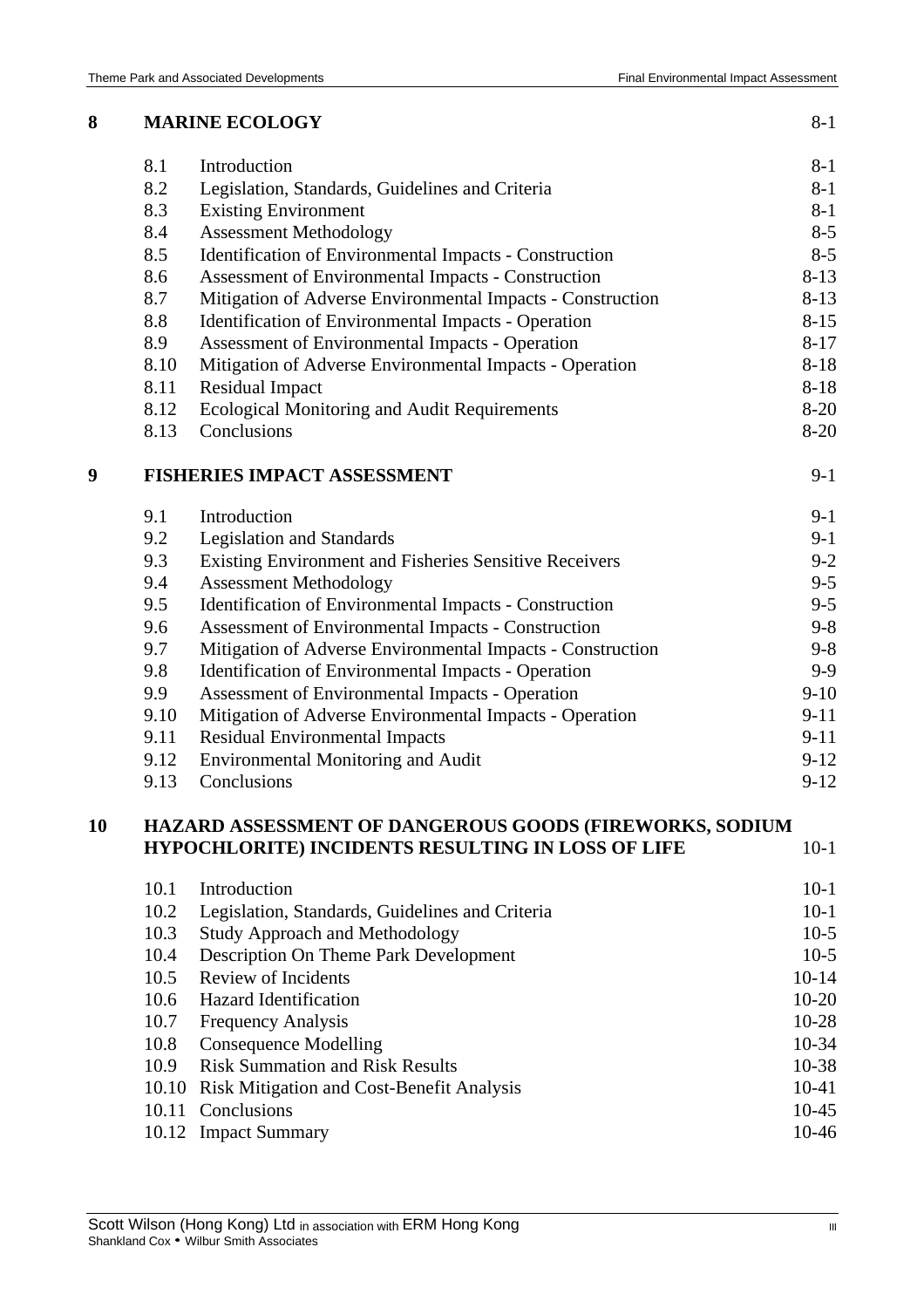| | | |
|---|---|---|
| **8** | **MARINE ECOLOGY** | 8-1 |
| 8.1 | Introduction | 8-1 |
| 8.2 | Legislation, Standards, Guidelines and Criteria | 8-1 |
| 8.3 | Existing Environment | 8-1 |
| 8.4 | Assessment Methodology | 8-5 |
| 8.5 | Identification of Environmental Impacts - Construction | 8-5 |
| 8.6 | Assessment of Environmental Impacts - Construction | 8-13 |
| 8.7 | Mitigation of Adverse Environmental Impacts - Construction | 8-13 |
| 8.8 | Identification of Environmental Impacts - Operation | 8-15 |
| 8.9 | Assessment of Environmental Impacts - Operation | 8-17 |
| 8.10 | Mitigation of Adverse Environmental Impacts - Operation | 8-18 |
| 8.11 | Residual Impact | 8-18 |
| 8.12 | Ecological Monitoring and Audit Requirements | 8-20 |
| 8.13 | Conclusions | 8-20 |
| **9** | **FISHERIES IMPACT ASSESSMENT** | 9-1 |
| 9.1 | Introduction | 9-1 |
| 9.2 | Legislation and Standards | 9-1 |
| 9.3 | Existing Environment and Fisheries Sensitive Receivers | 9-2 |
| 9.4 | Assessment Methodology | 9-5 |
| 9.5 | Identification of Environmental Impacts - Construction | 9-5 |
| 9.6 | Assessment of Environmental Impacts - Construction | 9-8 |
| 9.7 | Mitigation of Adverse Environmental Impacts - Construction | 9-8 |
| 9.8 | Identification of Environmental Impacts - Operation | 9-9 |
| 9.9 | Assessment of Environmental Impacts - Operation | 9-10 |
| 9.10 | Mitigation of Adverse Environmental Impacts - Operation | 9-11 |
| 9.11 | Residual Environmental Impacts | 9-11 |
| 9.12 | Environmental Monitoring and Audit | 9-12 |
| 9.13 | Conclusions | 9-12 |
| **10** | **HAZARD ASSESSMENT OF DANGEROUS GOODS (FIREWORKS, SODIUM HYPOCHLORITE) INCIDENTS RESULTING IN LOSS OF LIFE** | 10-1 |
| 10.1 | Introduction | 10-1 |
| 10.2 | Legislation, Standards, Guidelines and Criteria | 10-1 |
| 10.3 | Study Approach and Methodology | 10-5 |
| 10.4 | Description On Theme Park Development | 10-5 |
| 10.5 | Review of Incidents | 10-14 |
| 10.6 | Hazard Identification | 10-20 |
| 10.7 | Frequency Analysis | 10-28 |
| 10.8 | Consequence Modelling | 10-34 |
| 10.9 | Risk Summation and Risk Results | 10-38 |
| 10.10 | Risk Mitigation and Cost-Benefit Analysis | 10-41 |
| 10.11 | Conclusions | 10-45 |
| 10.12 | Impact Summary | 10-46 |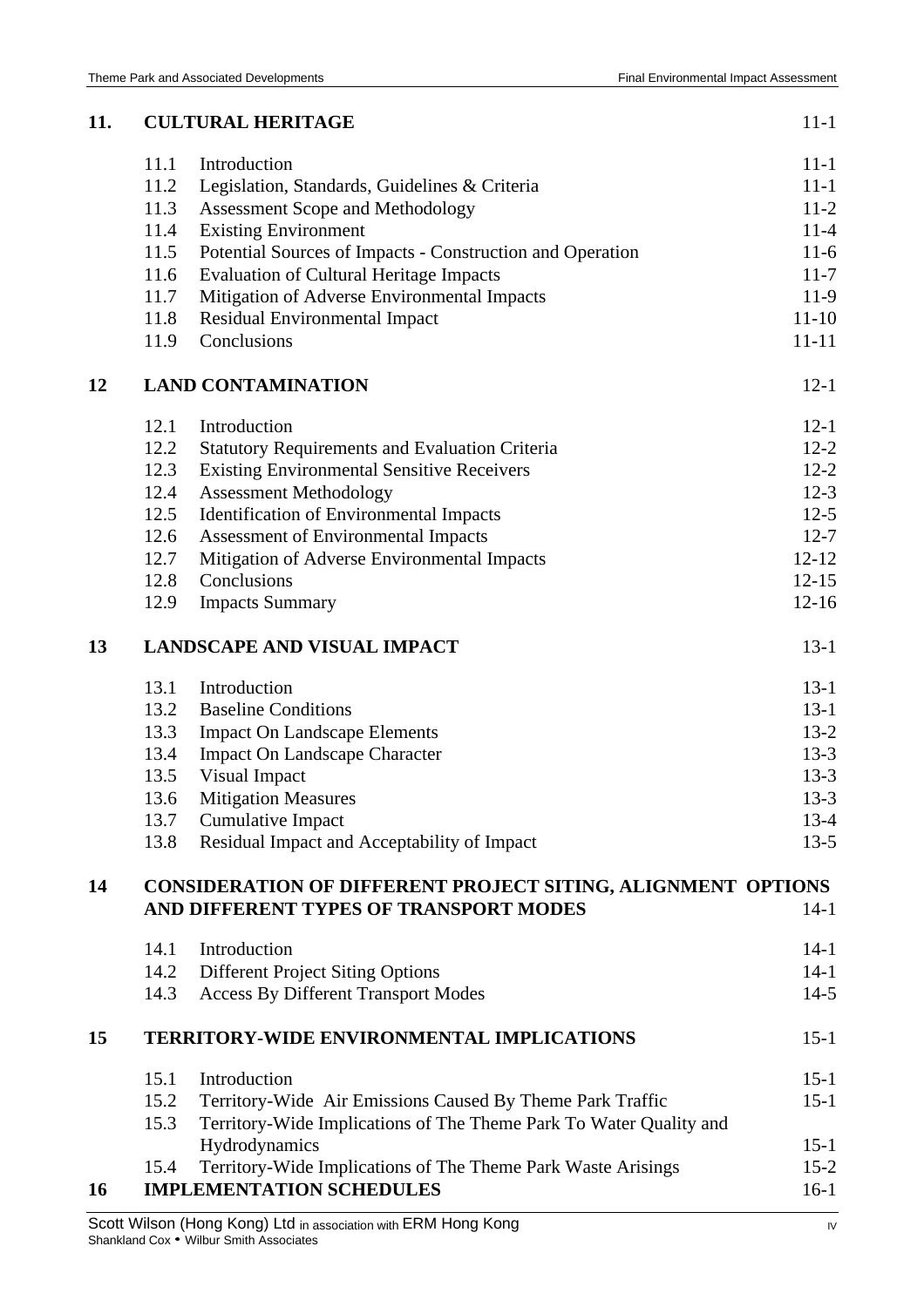| | | | |
|---|---|---|---|
| **11.** | **CULTURAL HERITAGE** | | 11-1 |
| | 11.1 | Introduction | 11-1 |
| | 11.2 | Legislation, Standards, Guidelines & Criteria | 11-1 |
| | 11.3 | Assessment Scope and Methodology | 11-2 |
| | 11.4 | Existing Environment | 11-4 |
| | 11.5 | Potential Sources of Impacts - Construction and Operation | 11-6 |
| | 11.6 | Evaluation of Cultural Heritage Impacts | 11-7 |
| | 11.7 | Mitigation of Adverse Environmental Impacts | 11-9 |
| | 11.8 | Residual Environmental Impact | 11-10 |
| | 11.9 | Conclusions | 11-11 |
| **12** | **LAND CONTAMINATION** | | 12-1 |
| | 12.1 | Introduction | 12-1 |
| | 12.2 | Statutory Requirements and Evaluation Criteria | 12-2 |
| | 12.3 | Existing Environmental Sensitive Receivers | 12-2 |
| | 12.4 | Assessment Methodology | 12-3 |
| | 12.5 | Identification of Environmental Impacts | 12-5 |
| | 12.6 | Assessment of Environmental Impacts | 12-7 |
| | 12.7 | Mitigation of Adverse Environmental Impacts | 12-12 |
| | 12.8 | Conclusions | 12-15 |
| | 12.9 | Impacts Summary | 12-16 |
| **13** | **LANDSCAPE AND VISUAL IMPACT** | | 13-1 |
| | 13.1 | Introduction | 13-1 |
| | 13.2 | Baseline Conditions | 13-1 |
| | 13.3 | Impact On Landscape Elements | 13-2 |
| | 13.4 | Impact On Landscape Character | 13-3 |
| | 13.5 | Visual Impact | 13-3 |
| | 13.6 | Mitigation Measures | 13-3 |
| | 13.7 | Cumulative Impact | 13-4 |
| | 13.8 | Residual Impact and Acceptability of Impact | 13-5 |
| **14** | **CONSIDERATION OF DIFFERENT PROJECT SITING, ALIGNMENT OPTIONS AND DIFFERENT TYPES OF TRANSPORT MODES** | | 14-1 |
| | 14.1 | Introduction | 14-1 |
| | 14.2 | Different Project Siting Options | 14-1 |
| | 14.3 | Access By Different Transport Modes | 14-5 |
| **15** | **TERRITORY-WIDE ENVIRONMENTAL IMPLICATIONS** | | 15-1 |
| | 15.1 | Introduction | 15-1 |
| | 15.2 | Territory-Wide Air Emissions Caused By Theme Park Traffic | 15-1 |
| | 15.3 | Territory-Wide Implications of The Theme Park To Water Quality and Hydrodynamics | 15-1 |
| | 15.4 | Territory-Wide Implications of The Theme Park Waste Arisings | 15-2 |
| **16** | **IMPLEMENTATION SCHEDULES** | | 16-1 |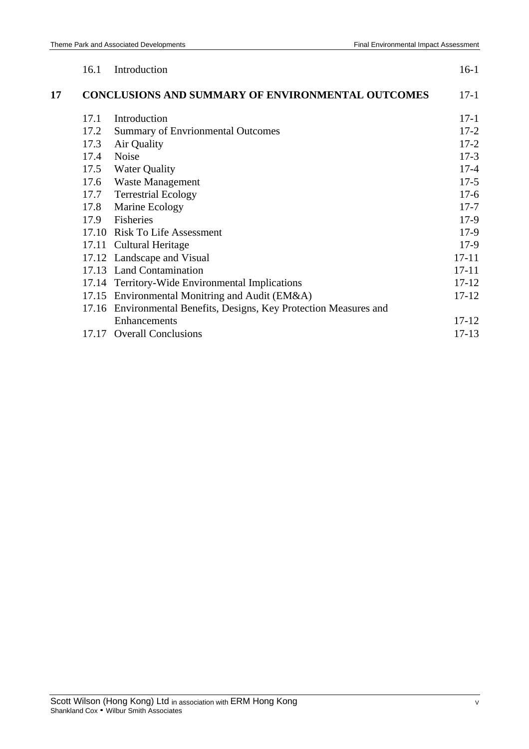| | | |
|---|---|---|
| 16.1 | Introduction | 16-1 |
| **17** | **CONCLUSIONS AND SUMMARY OF ENVIRONMENTAL OUTCOMES** | **17-1** |
| 17.1 | Introduction | 17-1 |
| 17.2 | Summary of Envrionmental Outcomes | 17-2 |
| 17.3 | Air Quality | 17-2 |
| 17.4 | Noise | 17-3 |
| 17.5 | Water Quality | 17-4 |
| 17.6 | Waste Management | 17-5 |
| 17.7 | Terrestrial Ecology | 17-6 |
| 17.8 | Marine Ecology | 17-7 |
| 17.9 | Fisheries | 17-9 |
| 17.10 | Risk To Life Assessment | 17-9 |
| 17.11 | Cultural Heritage | 17-9 |
| 17.12 | Landscape and Visual | 17-11 |
| 17.13 | Land Contamination | 17-11 |
| 17.14 | Territory-Wide Environmental Implications | 17-12 |
| 17.15 | Environmental Monitring and Audit (EM&A) | 17-12 |
| 17.16 | Environmental Benefits, Designs, Key Protection Measures and Enhancements | 17-12 |
| 17.17 | Overall Conclusions | 17-13 |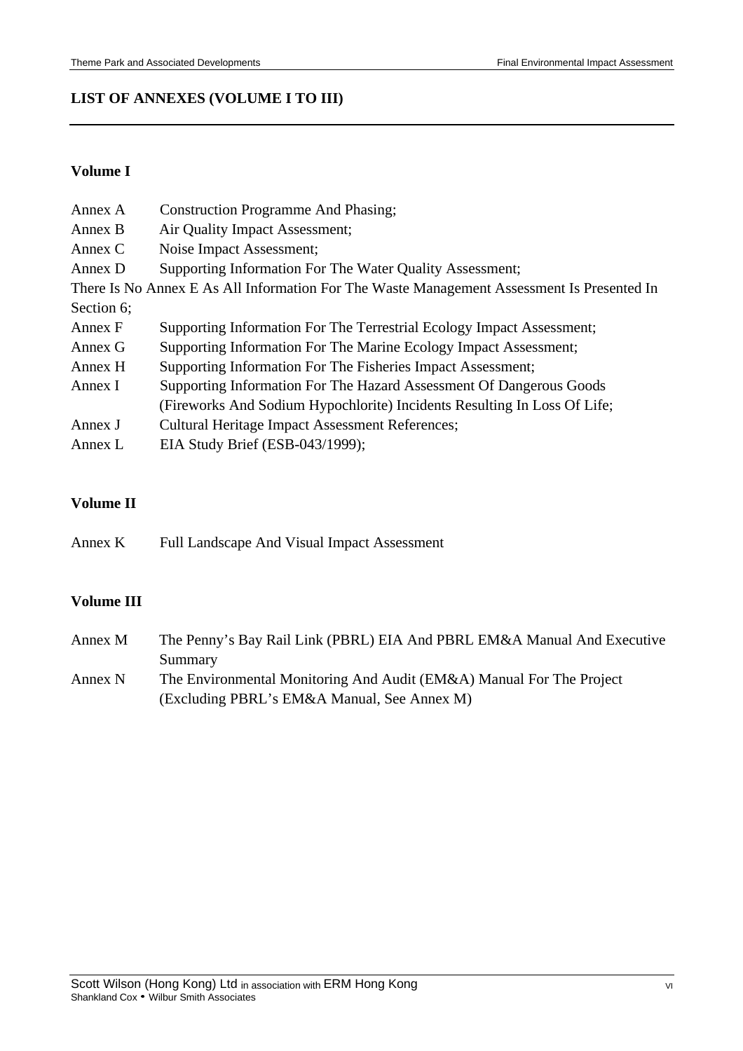## LIST OF ANNEXES (VOLUME I TO III)

### Volume I

| | |
|---|---|
| Annex A | Construction Programme And Phasing; |
| Annex B | Air Quality Impact Assessment; |
| Annex C | Noise Impact Assessment; |
| Annex D | Supporting Information For The Water Quality Assessment; |

There Is No Annex E As All Information For The Waste Management Assessment Is Presented In Section 6;

| | |
|---|---|
| Annex F | Supporting Information For The Terrestrial Ecology Impact Assessment; |
| Annex G | Supporting Information For The Marine Ecology Impact Assessment; |
| Annex H | Supporting Information For The Fisheries Impact Assessment; |
| Annex I | Supporting Information For The Hazard Assessment Of Dangerous Goods (Fireworks And Sodium Hypochlorite) Incidents Resulting In Loss Of Life; |
| Annex J | Cultural Heritage Impact Assessment References; |
| Annex L | EIA Study Brief (ESB-043/1999); |

### Volume II

| | |
|---|---|
| Annex K | Full Landscape And Visual Impact Assessment |

### Volume III

| | |
|---|---|
| Annex M | The Penny's Bay Rail Link (PBRL) EIA And PBRL EM&A Manual And Executive Summary |
| Annex N | The Environmental Monitoring And Audit (EM&A) Manual For The Project (Excluding PBRL's EM&A Manual, See Annex M) |